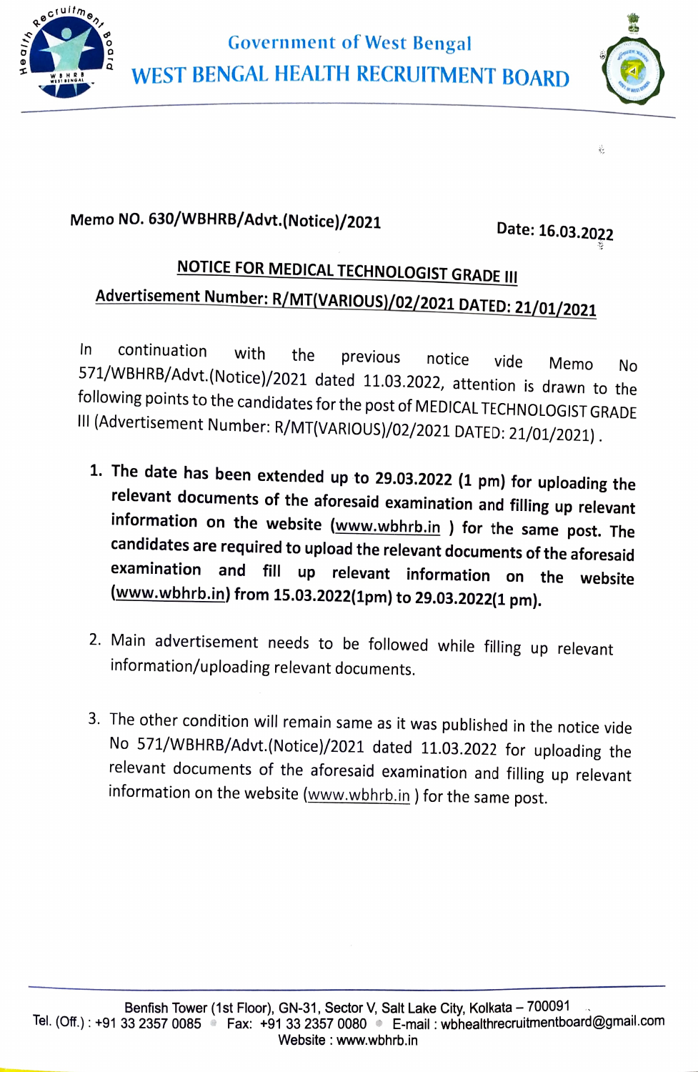Government of West Bengal

# WEST BENGAL HEALTH RECRUITMENT BOARD

**Memo NO. 630/WBHRB/Advt.(Notice)/2021** **Date: 16.03.2022**

## NOTICE FOR MEDICAL TECHNOLOGIST GRADE III

### Advertisement Number: R/MT(VARIOUS)/02/2021 DATED: 21/01/2021

In continuation with the previous notice vide Memo No 571/WBHRB/Advt.(Notice)/2021 dated 11.03.2022, attention is drawn to the following points to the candidates for the post of MEDICAL TECHNOLOGIST GRADE III (Advertisement Number: R/MT(VARIOUS)/02/2021 DATED: 21/01/2021) .

1. **The date has been extended up to 29.03.2022 (1 pm) for uploading the relevant documents of the aforesaid examination and filling up relevant information on the website (www.wbhrb.in ) for the same post. The candidates are required to upload the relevant documents of the aforesaid examination and fill up relevant information on the website (www.wbhrb.in) from 15.03.2022(1pm) to 29.03.2022(1 pm).**

2. Main advertisement needs to be followed while filling up relevant information/uploading relevant documents.

3. The other condition will remain same as it was published in the notice vide No 571/WBHRB/Advt.(Notice)/2021 dated 11.03.2022 for uploading the relevant documents of the aforesaid examination and filling up relevant information on the website (www.wbhrb.in ) for the same post.

Benfish Tower (1st Floor), GN-31, Sector V, Salt Lake City, Kolkata – 700091
Tel. (Off.) : +91 33 2357 0085 • Fax: +91 33 2357 0080 • E-mail : wbhealthrecruitmentboard@gmail.com
Website : www.wbhrb.in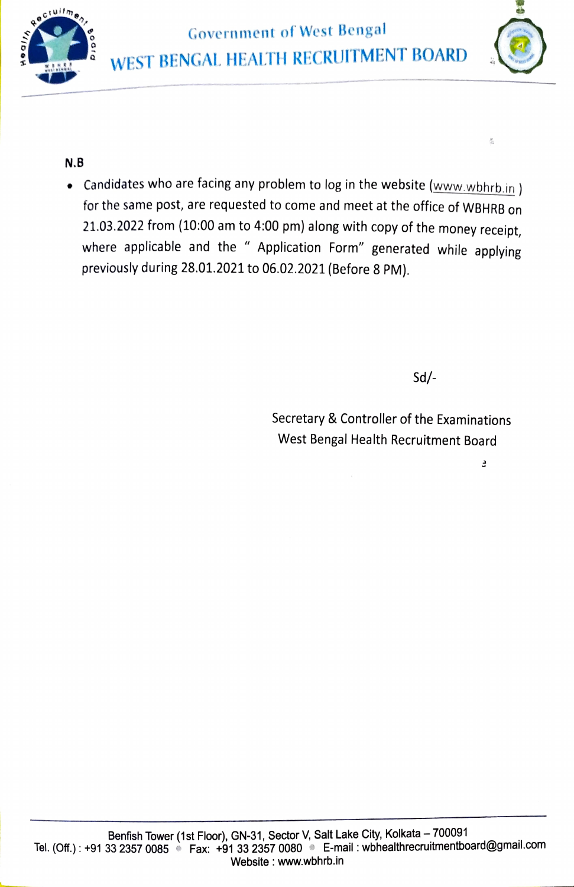Government of West Bengal

# WEST BENGAL HEALTH RECRUITMENT BOARD

**N.B**

- Candidates who are facing any problem to log in the website (www.wbhrb.in ) for the same post, are requested to come and meet at the office of WBHRB on 21.03.2022 from (10:00 am to 4:00 pm) along with copy of the money receipt, where applicable and the " Application Form" generated while applying previously during 28.01.2021 to 06.02.2021 (Before 8 PM).

Sd/-

Secretary & Controller of the Examinations
West Bengal Health Recruitment Board

Benfish Tower (1st Floor), GN-31, Sector V, Salt Lake City, Kolkata – 700091
Tel. (Off.) : +91 33 2357 0085 • Fax: +91 33 2357 0080 • E-mail : wbhealthrecruitmentboard@gmail.com
Website : www.wbhrb.in